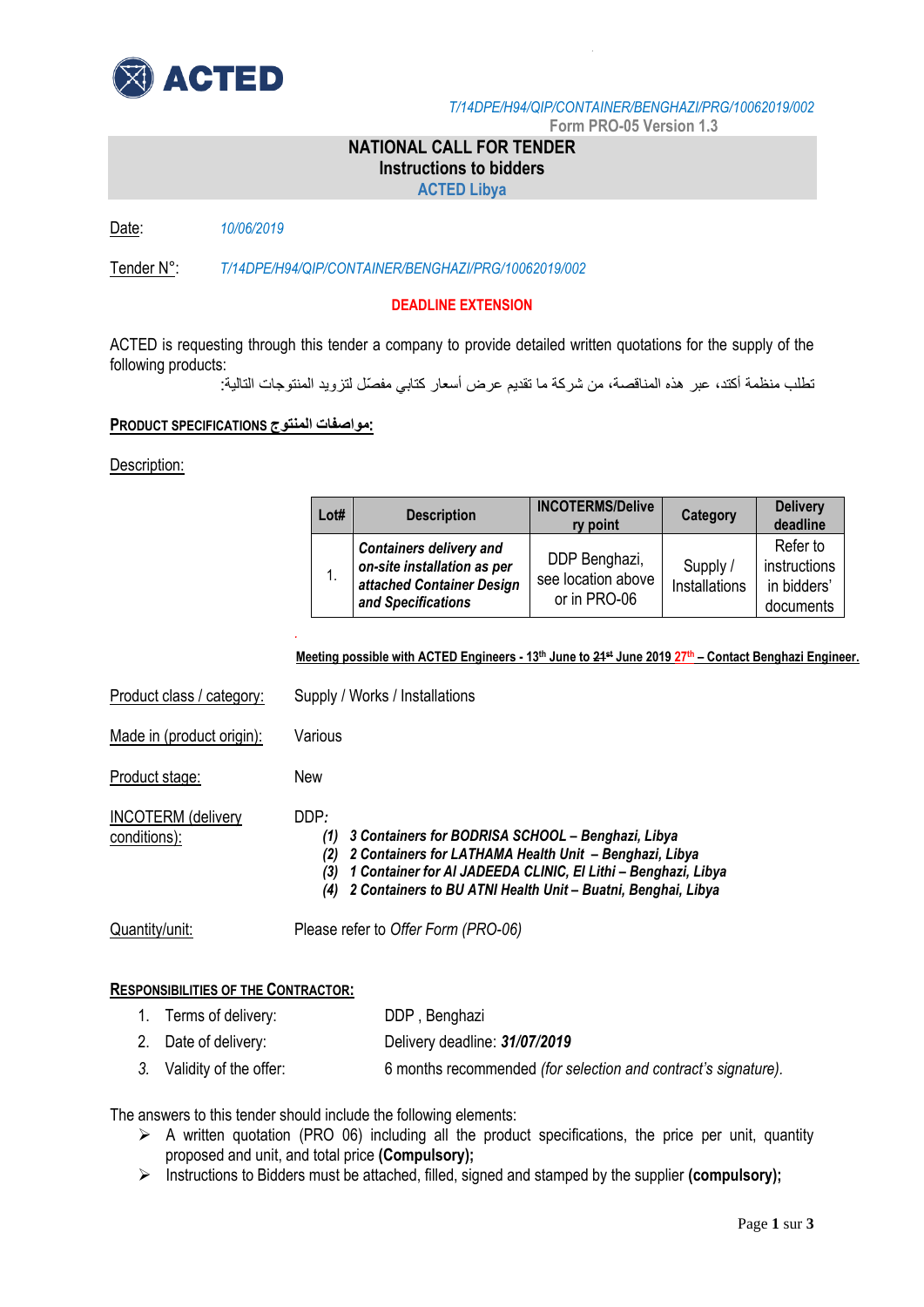T/14DPE/H94/QIP/CONTAINER/BENGHAZI/PRG/10062019/002

Form PRO-05 Version 1.3

# NATIONAL CALL FOR TENDER

## Instructions to bidders

## ACTED Libya

Date: *10/06/2019*

Tender N°: *T/14DPE/H94/QIP/CONTAINER/BENGHAZI/PRG/10062019/002*

**DEADLINE EXTENSION**

ACTED is requesting through this tender a company to provide detailed written quotations for the supply of the following products:

تطلب منظمة أكتد، عبر هذه المناقصة، من شركة ما تقديم عرض أسعار كتابي مفصّل لتزويد المنتوجات التالية:

**PRODUCT SPECIFICATIONS مواصفات المنتوج:**

Description:

| Lot# | Description | INCOTERMS/Delivery point | Category | Delivery deadline |
|---|---|---|---|---|
| 1. | ***Containers delivery and on-site installation as per attached Container Design and Specifications*** | DDP Benghazi, see location above or in PRO-06 | Supply / Installations | Refer to instructions in bidders' documents |

**Meeting possible with ACTED Engineers - 13th June to ~~21st~~ June 2019 27th – Contact Benghazi Engineer.**

Product class / category: Supply / Works / Installations

Made in (product origin): Various

Product stage: New

INCOTERM (delivery conditions): DDP*:*

- ***(1) 3 Containers for BODRISA SCHOOL – Benghazi, Libya***
- ***(2) 2 Containers for LATHAMA Health Unit – Benghazi, Libya***
- ***(3) 1 Container for Al JADEEDA CLINIC, El Lithi – Benghazi, Libya***
- ***(4) 2 Containers to BU ATNI Health Unit – Buatni, Benghai, Libya***

Quantity/unit: Please refer to *Offer Form (PRO-06)*

**RESPONSIBILITIES OF THE CONTRACTOR:**

1. Terms of delivery: DDP , Benghazi
2. Date of delivery: Delivery deadline: ***31/07/2019***
3. Validity of the offer: 6 months recommended *(for selection and contract's signature).*

The answers to this tender should include the following elements:

- A written quotation (PRO 06) including all the product specifications, the price per unit, quantity proposed and unit, and total price **(Compulsory);**
- Instructions to Bidders must be attached, filled, signed and stamped by the supplier **(compulsory);**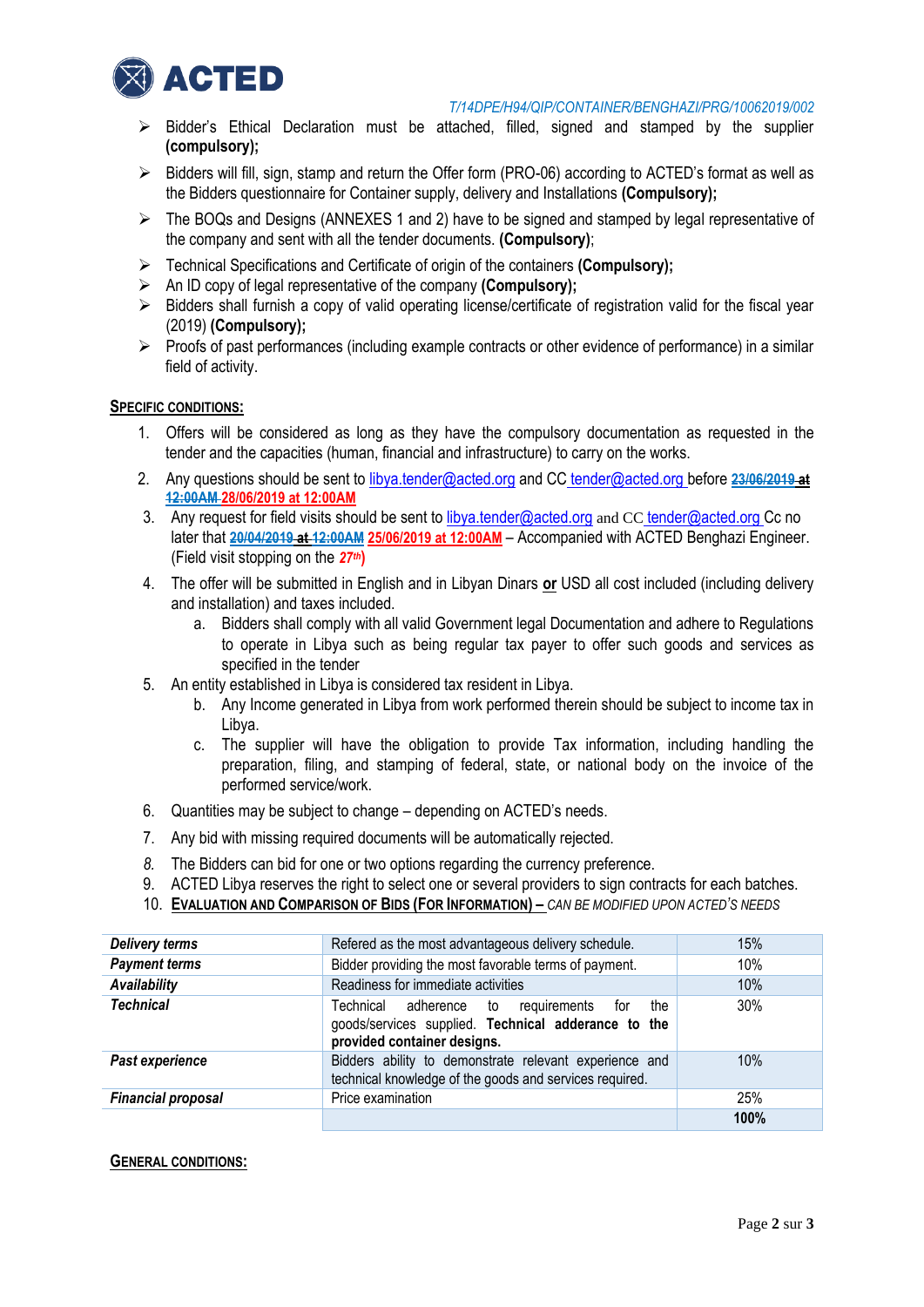T/14DPE/H94/QIP/CONTAINER/BENGHAZI/PRG/10062019/002

- Bidder's Ethical Declaration must be attached, filled, signed and stamped by the supplier **(compulsory);**
- Bidders will fill, sign, stamp and return the Offer form (PRO-06) according to ACTED's format as well as the Bidders questionnaire for Container supply, delivery and Installations **(Compulsory);**
- The BOQs and Designs (ANNEXES 1 and 2) have to be signed and stamped by legal representative of the company and sent with all the tender documents. **(Compulsory)**;
- Technical Specifications and Certificate of origin of the containers **(Compulsory);**
- An ID copy of legal representative of the company **(Compulsory);**
- Bidders shall furnish a copy of valid operating license/certificate of registration valid for the fiscal year (2019) **(Compulsory);**
- Proofs of past performances (including example contracts or other evidence of performance) in a similar field of activity.

**SPECIFIC CONDITIONS:**

1. Offers will be considered as long as they have the compulsory documentation as requested in the tender and the capacities (human, financial and infrastructure) to carry on the works.
2. Any questions should be sent to libya.tender@acted.org and CC tender@acted.org before ~~23/06/2019 at 12:00AM~~ **28/06/2019 at 12:00AM**
3. Any request for field visits should be sent to libya.tender@acted.org and CC tender@acted.org Cc no later that ~~20/04/2019 at 12:00AM~~ **25/06/2019 at 12:00AM** – Accompanied with ACTED Benghazi Engineer. (Field visit stopping on the *27th*)
4. The offer will be submitted in English and in Libyan Dinars **or** USD all cost included (including delivery and installation) and taxes included.
   a. Bidders shall comply with all valid Government legal Documentation and adhere to Regulations to operate in Libya such as being regular tax payer to offer such goods and services as specified in the tender
5. An entity established in Libya is considered tax resident in Libya.
   b. Any Income generated in Libya from work performed therein should be subject to income tax in Libya.
   c. The supplier will have the obligation to provide Tax information, including handling the preparation, filing, and stamping of federal, state, or national body on the invoice of the performed service/work.
6. Quantities may be subject to change – depending on ACTED's needs.
7. Any bid with missing required documents will be automatically rejected.
8. The Bidders can bid for one or two options regarding the currency preference.
9. ACTED Libya reserves the right to select one or several providers to sign contracts for each batches.
10. **EVALUATION AND COMPARISON OF BIDS (FOR INFORMATION) –** *CAN BE MODIFIED UPON ACTED'S NEEDS*

| | | |
|---|---|---|
| ***Delivery terms*** | Refered as the most advantageous delivery schedule. | 15% |
| ***Payment terms*** | Bidder providing the most favorable terms of payment. | 10% |
| ***Availability*** | Readiness for immediate activities | 10% |
| ***Technical*** | Technical adherence to requirements for the goods/services supplied. **Technical adderance to the provided container designs.** | 30% |
| ***Past experience*** | Bidders ability to demonstrate relevant experience and technical knowledge of the goods and services required. | 10% |
| ***Financial proposal*** | Price examination | 25% |
| | | **100%** |

**GENERAL CONDITIONS:**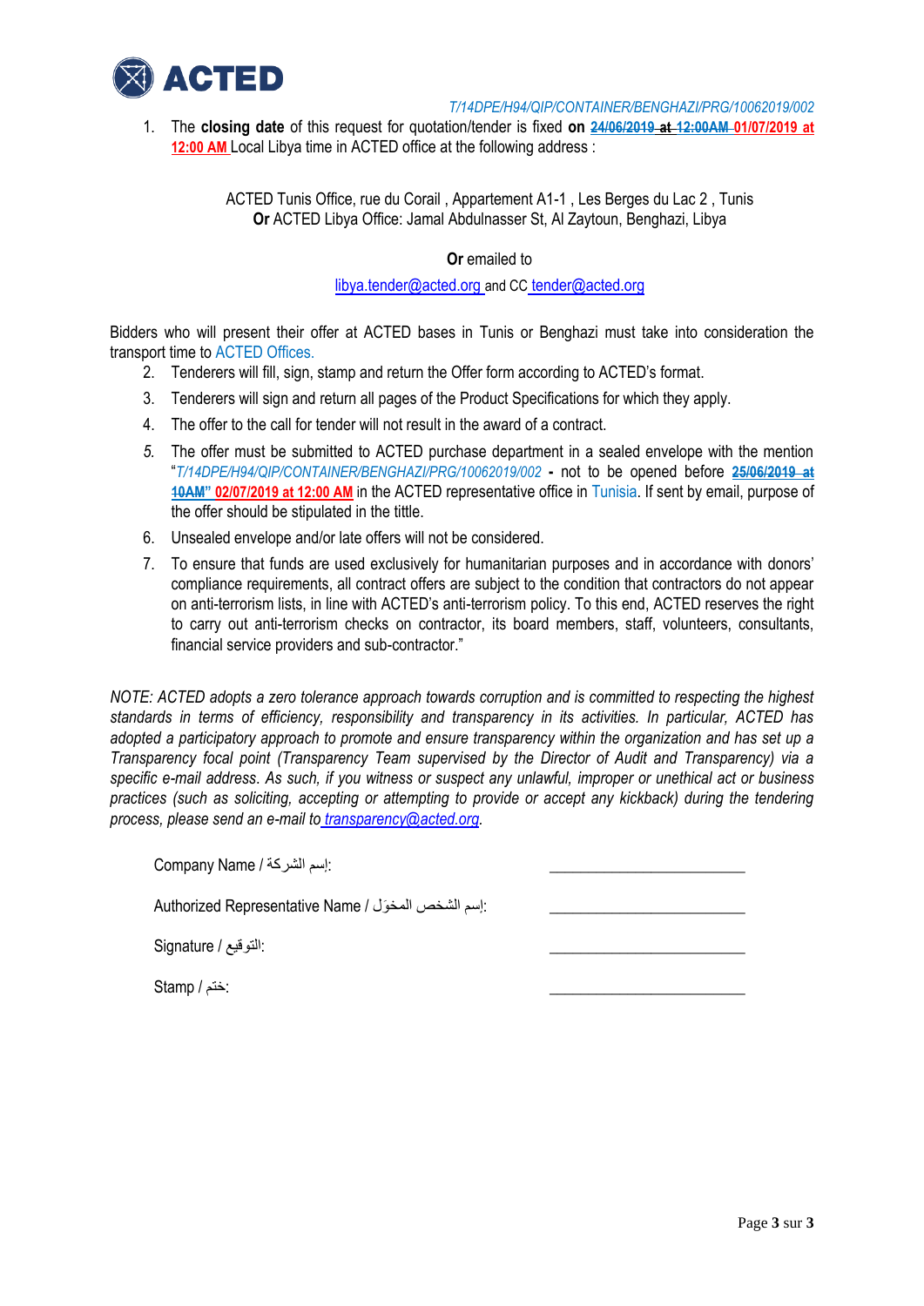T/14DPE/H94/QIP/CONTAINER/BENGHAZI/PRG/10062019/002

1. The **closing date** of this request for quotation/tender is fixed **on** ~~24/06/2019 at 12:00AM~~ **01/07/2019 at 12:00 AM** Local Libya time in ACTED office at the following address :

   ACTED Tunis Office, rue du Corail , Appartement A1-1 , Les Berges du Lac 2 , Tunis
   **Or** ACTED Libya Office: Jamal Abdulnasser St, Al Zaytoun, Benghazi, Libya

   **Or** emailed to

   libya.tender@acted.org and CC tender@acted.org

Bidders who will present their offer at ACTED bases in Tunis or Benghazi must take into consideration the transport time to ACTED Offices.

2. Tenderers will fill, sign, stamp and return the Offer form according to ACTED's format.
3. Tenderers will sign and return all pages of the Product Specifications for which they apply.
4. The offer to the call for tender will not result in the award of a contract.
5. The offer must be submitted to ACTED purchase department in a sealed envelope with the mention "*T/14DPE/H94/QIP/CONTAINER/BENGHAZI/PRG/10062019/002* **-** not to be opened before ~~25/06/2019 at 10AM~~**"** **02/07/2019 at 12:00 AM** in the ACTED representative office in Tunisia. If sent by email, purpose of the offer should be stipulated in the tittle.
6. Unsealed envelope and/or late offers will not be considered.
7. To ensure that funds are used exclusively for humanitarian purposes and in accordance with donors' compliance requirements, all contract offers are subject to the condition that contractors do not appear on anti-terrorism lists, in line with ACTED's anti-terrorism policy. To this end, ACTED reserves the right to carry out anti-terrorism checks on contractor, its board members, staff, volunteers, consultants, financial service providers and sub-contractor."

*NOTE: ACTED adopts a zero tolerance approach towards corruption and is committed to respecting the highest standards in terms of efficiency, responsibility and transparency in its activities. In particular, ACTED has adopted a participatory approach to promote and ensure transparency within the organization and has set up a Transparency focal point (Transparency Team supervised by the Director of Audit and Transparency) via a specific e-mail address. As such, if you witness or suspect any unlawful, improper or unethical act or business practices (such as soliciting, accepting or attempting to provide or accept any kickback) during the tendering process, please send an e-mail to transparency@acted.org.*

Company Name / إسم الشركة: \_\_\_\_\_\_\_\_\_\_\_\_\_\_\_\_\_\_\_\_\_\_\_\_

Authorized Representative Name / إسم الشخص المخوَل: \_\_\_\_\_\_\_\_\_\_\_\_\_\_\_\_\_\_\_\_\_\_\_\_

Signature / التوقيع: \_\_\_\_\_\_\_\_\_\_\_\_\_\_\_\_\_\_\_\_\_\_\_\_

Stamp / ختم: \_\_\_\_\_\_\_\_\_\_\_\_\_\_\_\_\_\_\_\_\_\_\_\_